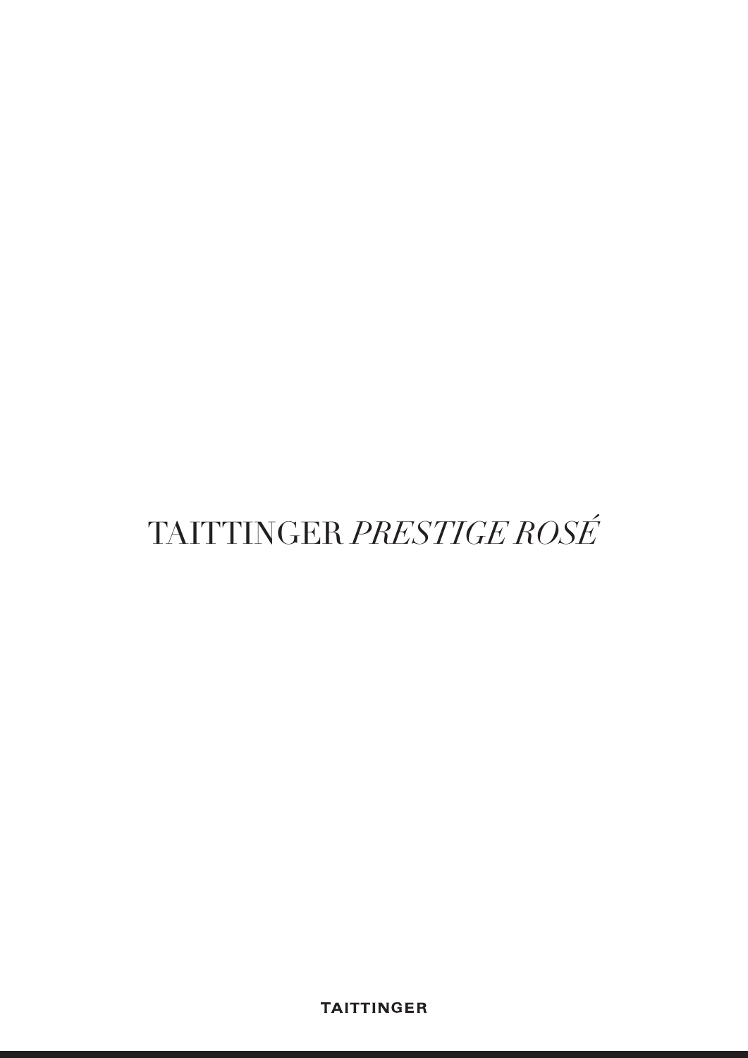# TAITTINGER *PRESTIGE ROSÉ*

TAITTINGER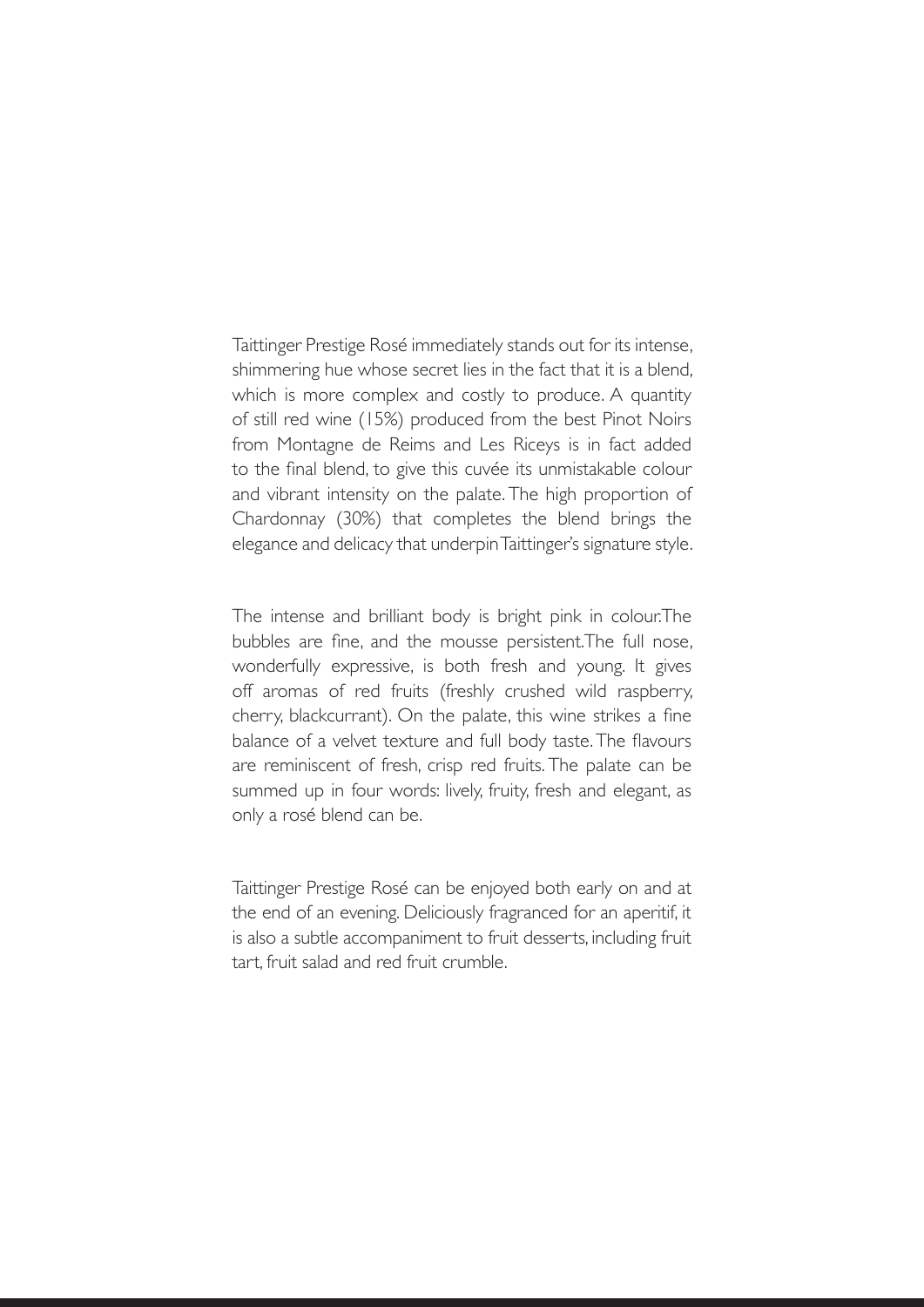Taittinger Prestige Rosé immediately stands out for its intense, shimmering hue whose secret lies in the fact that it is a blend, which is more complex and costly to produce. A quantity of still red wine (15%) produced from the best Pinot Noirs from Montagne de Reims and Les Riceys is in fact added to the final blend, to give this cuvée its unmistakable colour and vibrant intensity on the palate. The high proportion of Chardonnay (30%) that completes the blend brings the elegance and delicacy that underpin Taittinger's signature style.

The intense and brilliant body is bright pink in colour. The bubbles are fine, and the mousse persistent. The full nose, wonderfully expressive, is both fresh and young. It gives off aromas of red fruits (freshly crushed wild raspberry, cherry, blackcurrant). On the palate, this wine strikes a fine balance of a velvet texture and full body taste. The flavours are reminiscent of fresh, crisp red fruits. The palate can be summed up in four words: lively, fruity, fresh and elegant, as only a rosé blend can be.

Taittinger Prestige Rosé can be enjoyed both early on and at the end of an evening. Deliciously fragranced for an aperitif, it is also a subtle accompaniment to fruit desserts, including fruit tart, fruit salad and red fruit crumble.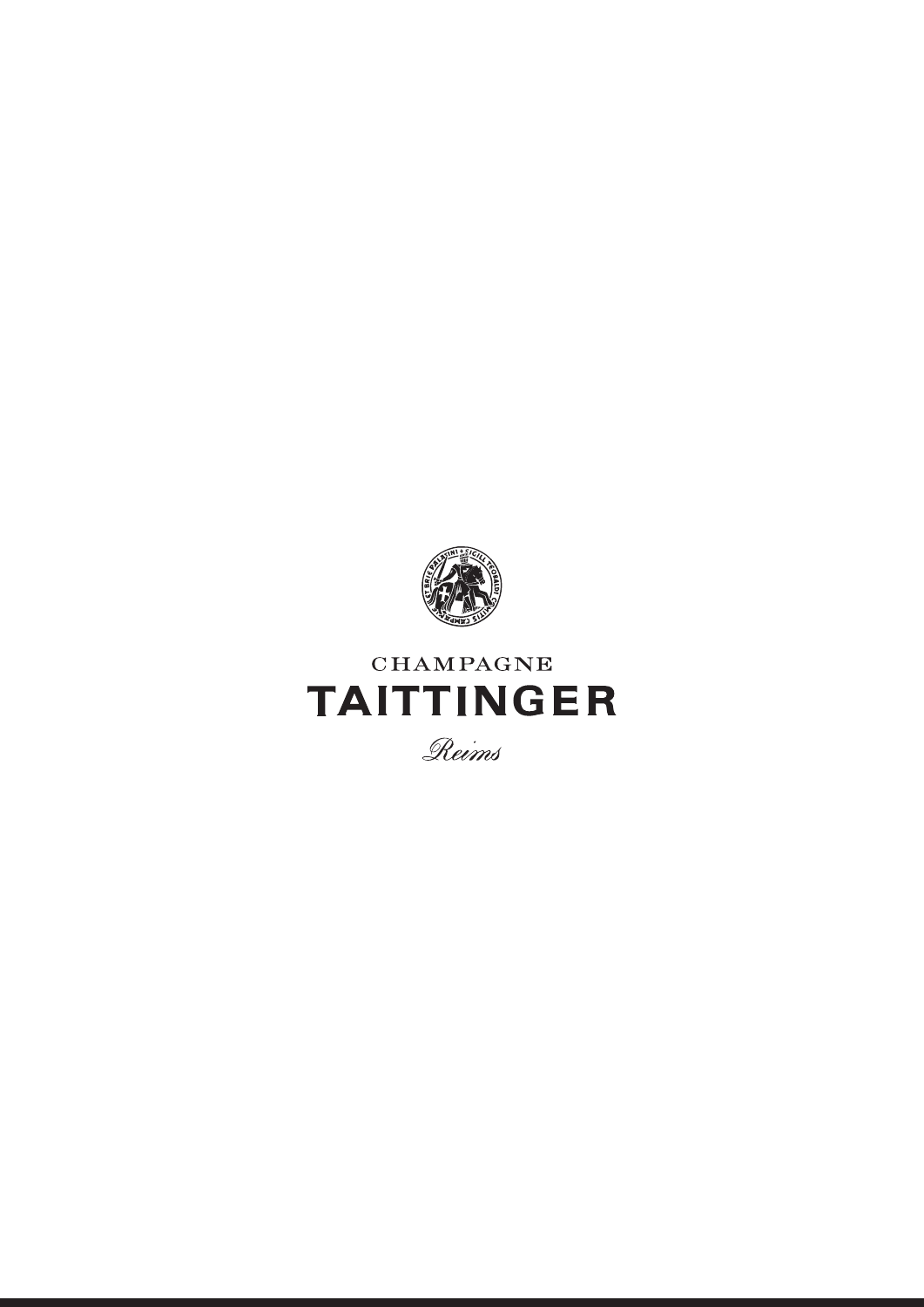CHAMPAGNE

TAITTINGER

*Reims*